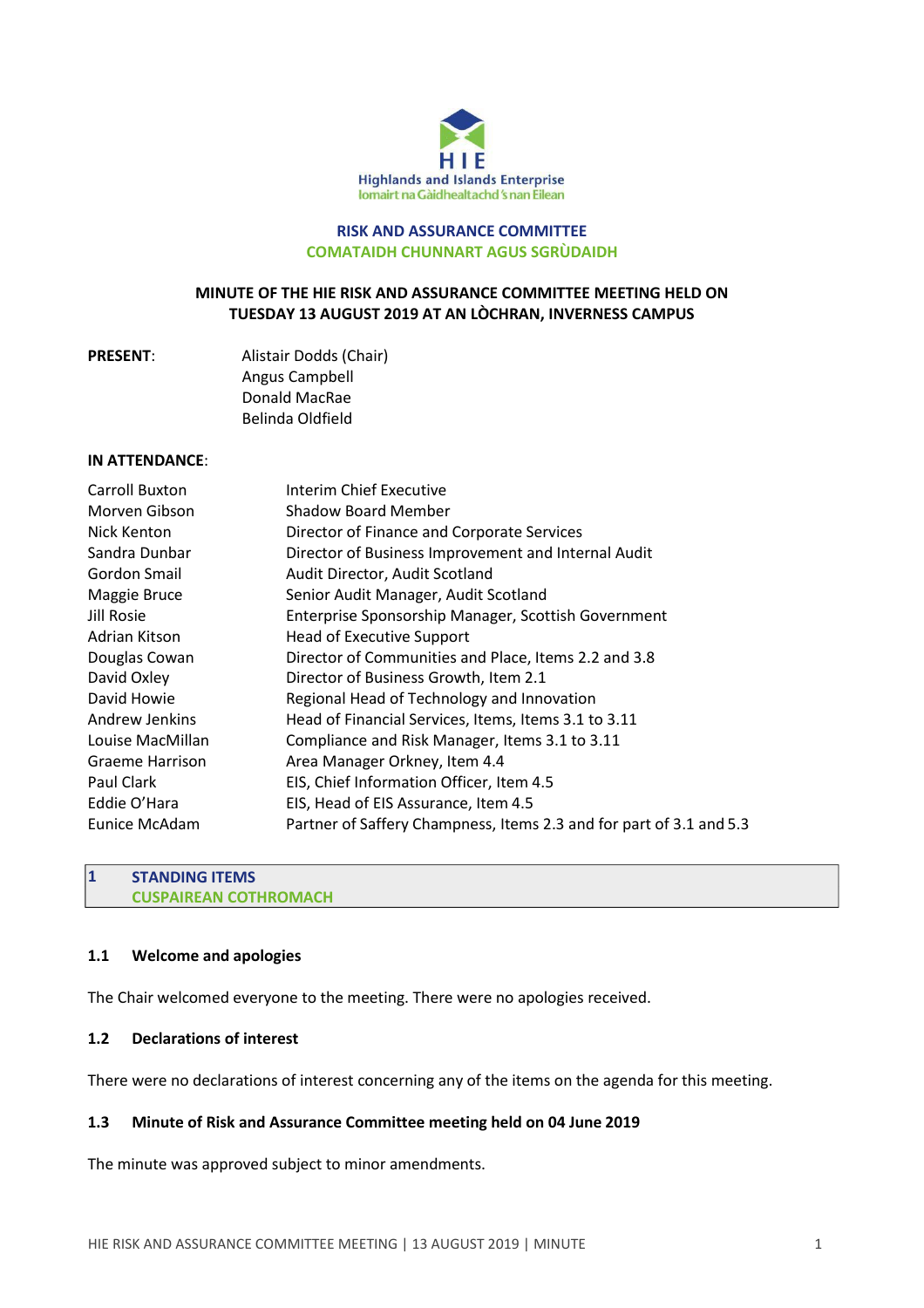HIE

Highlands and Islands Enterprise
Iomairt na Gàidhealtachd 's nan Eilean

# RISK AND ASSURANCE COMMITTEE
# COMATAIDH CHUNNART AGUS SGRÙDAIDH

**MINUTE OF THE HIE RISK AND ASSURANCE COMMITTEE MEETING HELD ON TUESDAY 13 AUGUST 2019 AT AN LÒCHRAN, INVERNESS CAMPUS**

**PRESENT**:

Alistair Dodds (Chair)
Angus Campbell
Donald MacRae
Belinda Oldfield

**IN ATTENDANCE**:

| | |
|---|---|
| Carroll Buxton | Interim Chief Executive |
| Morven Gibson | Shadow Board Member |
| Nick Kenton | Director of Finance and Corporate Services |
| Sandra Dunbar | Director of Business Improvement and Internal Audit |
| Gordon Smail | Audit Director, Audit Scotland |
| Maggie Bruce | Senior Audit Manager, Audit Scotland |
| Jill Rosie | Enterprise Sponsorship Manager, Scottish Government |
| Adrian Kitson | Head of Executive Support |
| Douglas Cowan | Director of Communities and Place, Items 2.2 and 3.8 |
| David Oxley | Director of Business Growth, Item 2.1 |
| David Howie | Regional Head of Technology and Innovation |
| Andrew Jenkins | Head of Financial Services, Items, Items 3.1 to 3.11 |
| Louise MacMillan | Compliance and Risk Manager, Items 3.1 to 3.11 |
| Graeme Harrison | Area Manager Orkney, Item 4.4 |
| Paul Clark | EIS, Chief Information Officer, Item 4.5 |
| Eddie O'Hara | EIS, Head of EIS Assurance, Item 4.5 |
| Eunice McAdam | Partner of Saffery Champness, Items 2.3 and for part of 3.1 and 5.3 |

## 1 STANDING ITEMS
## CUSPAIREAN COTHROMACH

### 1.1 Welcome and apologies

The Chair welcomed everyone to the meeting. There were no apologies received.

### 1.2 Declarations of interest

There were no declarations of interest concerning any of the items on the agenda for this meeting.

### 1.3 Minute of Risk and Assurance Committee meeting held on 04 June 2019

The minute was approved subject to minor amendments.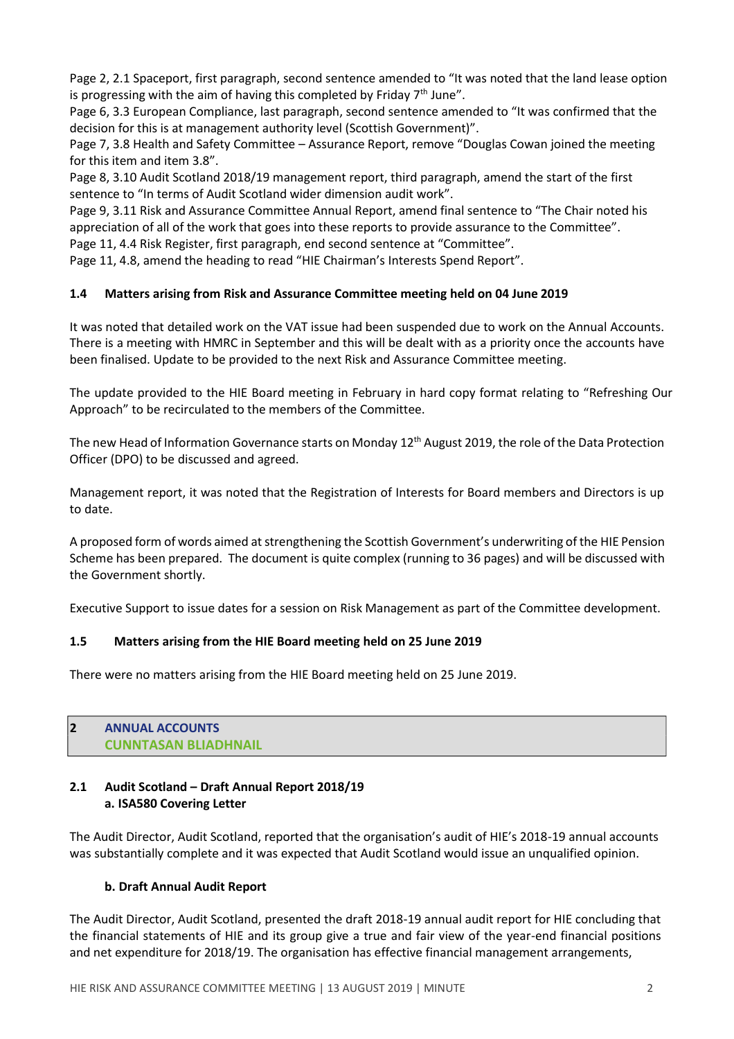Page 2, 2.1 Spaceport, first paragraph, second sentence amended to "It was noted that the land lease option is progressing with the aim of having this completed by Friday 7th June".
Page 6, 3.3 European Compliance, last paragraph, second sentence amended to "It was confirmed that the decision for this is at management authority level (Scottish Government)".
Page 7, 3.8 Health and Safety Committee – Assurance Report, remove "Douglas Cowan joined the meeting for this item and item 3.8".
Page 8, 3.10 Audit Scotland 2018/19 management report, third paragraph, amend the start of the first sentence to "In terms of Audit Scotland wider dimension audit work".
Page 9, 3.11 Risk and Assurance Committee Annual Report, amend final sentence to "The Chair noted his appreciation of all of the work that goes into these reports to provide assurance to the Committee".
Page 11, 4.4 Risk Register, first paragraph, end second sentence at "Committee".
Page 11, 4.8, amend the heading to read "HIE Chairman's Interests Spend Report".

### 1.4 Matters arising from Risk and Assurance Committee meeting held on 04 June 2019

It was noted that detailed work on the VAT issue had been suspended due to work on the Annual Accounts. There is a meeting with HMRC in September and this will be dealt with as a priority once the accounts have been finalised. Update to be provided to the next Risk and Assurance Committee meeting.

The update provided to the HIE Board meeting in February in hard copy format relating to "Refreshing Our Approach" to be recirculated to the members of the Committee.

The new Head of Information Governance starts on Monday 12th August 2019, the role of the Data Protection Officer (DPO) to be discussed and agreed.

Management report, it was noted that the Registration of Interests for Board members and Directors is up to date.

A proposed form of words aimed at strengthening the Scottish Government's underwriting of the HIE Pension Scheme has been prepared. The document is quite complex (running to 36 pages) and will be discussed with the Government shortly.

Executive Support to issue dates for a session on Risk Management as part of the Committee development.

### 1.5 Matters arising from the HIE Board meeting held on 25 June 2019

There were no matters arising from the HIE Board meeting held on 25 June 2019.

## 2 ANNUAL ACCOUNTS
## CUNNTASAN BLIADHNAIL

### 2.1 Audit Scotland – Draft Annual Report 2018/19
#### a. ISA580 Covering Letter

The Audit Director, Audit Scotland, reported that the organisation's audit of HIE's 2018-19 annual accounts was substantially complete and it was expected that Audit Scotland would issue an unqualified opinion.

#### b. Draft Annual Audit Report

The Audit Director, Audit Scotland, presented the draft 2018-19 annual audit report for HIE concluding that the financial statements of HIE and its group give a true and fair view of the year-end financial positions and net expenditure for 2018/19. The organisation has effective financial management arrangements,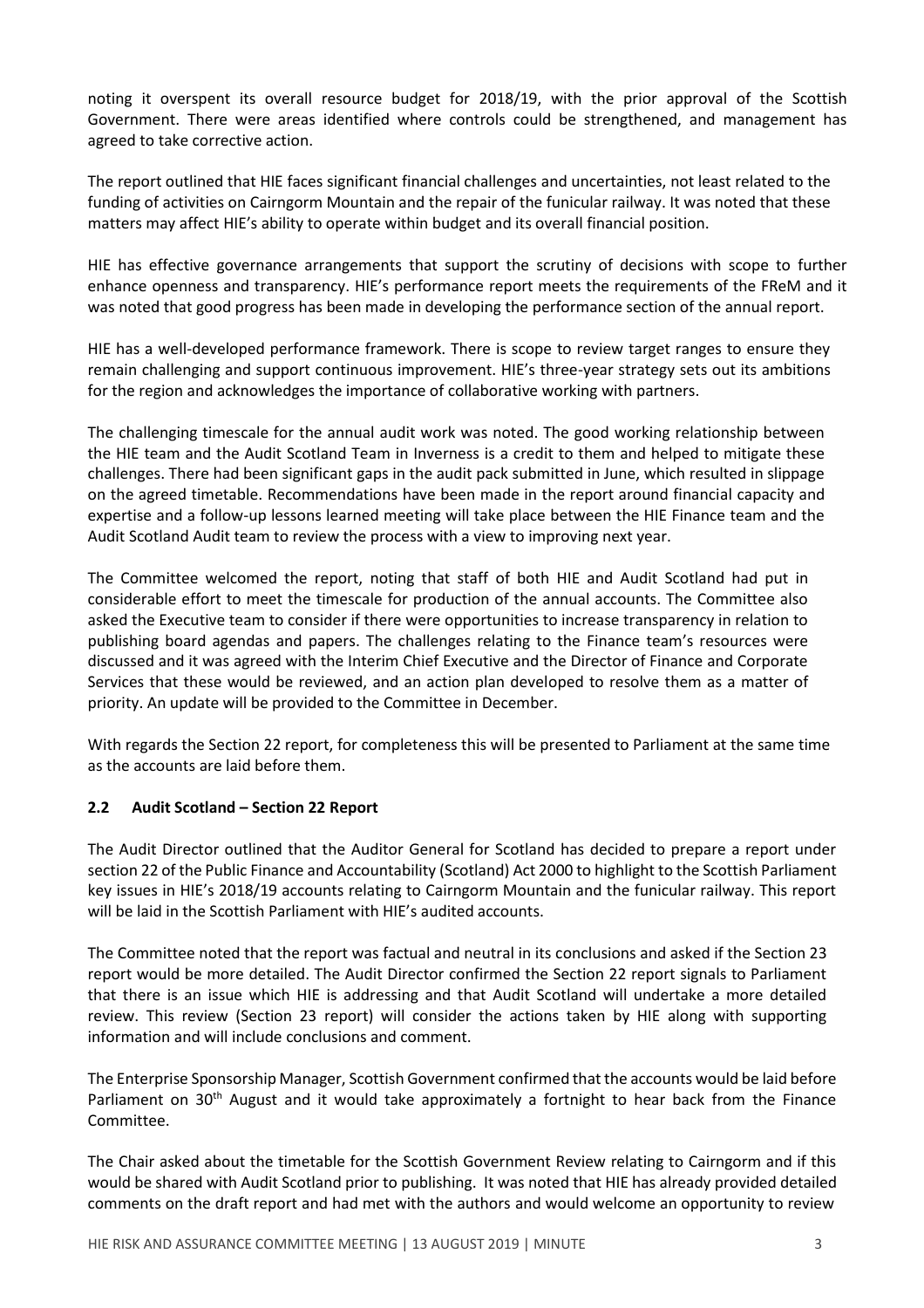noting it overspent its overall resource budget for 2018/19, with the prior approval of the Scottish Government. There were areas identified where controls could be strengthened, and management has agreed to take corrective action.

The report outlined that HIE faces significant financial challenges and uncertainties, not least related to the funding of activities on Cairngorm Mountain and the repair of the funicular railway. It was noted that these matters may affect HIE's ability to operate within budget and its overall financial position.

HIE has effective governance arrangements that support the scrutiny of decisions with scope to further enhance openness and transparency. HIE's performance report meets the requirements of the FReM and it was noted that good progress has been made in developing the performance section of the annual report.

HIE has a well-developed performance framework. There is scope to review target ranges to ensure they remain challenging and support continuous improvement. HIE's three-year strategy sets out its ambitions for the region and acknowledges the importance of collaborative working with partners.

The challenging timescale for the annual audit work was noted. The good working relationship between the HIE team and the Audit Scotland Team in Inverness is a credit to them and helped to mitigate these challenges. There had been significant gaps in the audit pack submitted in June, which resulted in slippage on the agreed timetable. Recommendations have been made in the report around financial capacity and expertise and a follow-up lessons learned meeting will take place between the HIE Finance team and the Audit Scotland Audit team to review the process with a view to improving next year.

The Committee welcomed the report, noting that staff of both HIE and Audit Scotland had put in considerable effort to meet the timescale for production of the annual accounts. The Committee also asked the Executive team to consider if there were opportunities to increase transparency in relation to publishing board agendas and papers. The challenges relating to the Finance team's resources were discussed and it was agreed with the Interim Chief Executive and the Director of Finance and Corporate Services that these would be reviewed, and an action plan developed to resolve them as a matter of priority. An update will be provided to the Committee in December.

With regards the Section 22 report, for completeness this will be presented to Parliament at the same time as the accounts are laid before them.

### 2.2 Audit Scotland – Section 22 Report

The Audit Director outlined that the Auditor General for Scotland has decided to prepare a report under section 22 of the Public Finance and Accountability (Scotland) Act 2000 to highlight to the Scottish Parliament key issues in HIE's 2018/19 accounts relating to Cairngorm Mountain and the funicular railway. This report will be laid in the Scottish Parliament with HIE's audited accounts.

The Committee noted that the report was factual and neutral in its conclusions and asked if the Section 23 report would be more detailed. The Audit Director confirmed the Section 22 report signals to Parliament that there is an issue which HIE is addressing and that Audit Scotland will undertake a more detailed review. This review (Section 23 report) will consider the actions taken by HIE along with supporting information and will include conclusions and comment.

The Enterprise Sponsorship Manager, Scottish Government confirmed that the accounts would be laid before Parliament on 30th August and it would take approximately a fortnight to hear back from the Finance Committee.

The Chair asked about the timetable for the Scottish Government Review relating to Cairngorm and if this would be shared with Audit Scotland prior to publishing. It was noted that HIE has already provided detailed comments on the draft report and had met with the authors and would welcome an opportunity to review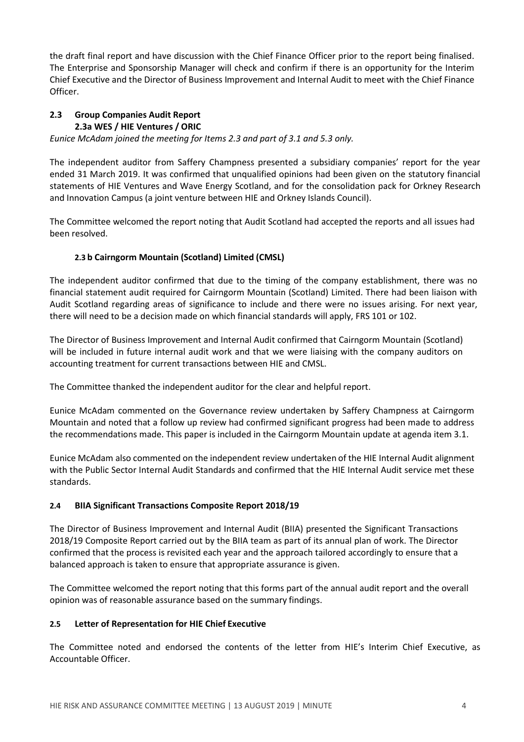the draft final report and have discussion with the Chief Finance Officer prior to the report being finalised. The Enterprise and Sponsorship Manager will check and confirm if there is an opportunity for the Interim Chief Executive and the Director of Business Improvement and Internal Audit to meet with the Chief Finance Officer.

### 2.3 Group Companies Audit Report

#### 2.3a WES / HIE Ventures / ORIC

*Eunice McAdam joined the meeting for Items 2.3 and part of 3.1 and 5.3 only.*

The independent auditor from Saffery Champness presented a subsidiary companies' report for the year ended 31 March 2019. It was confirmed that unqualified opinions had been given on the statutory financial statements of HIE Ventures and Wave Energy Scotland, and for the consolidation pack for Orkney Research and Innovation Campus (a joint venture between HIE and Orkney Islands Council).

The Committee welcomed the report noting that Audit Scotland had accepted the reports and all issues had been resolved.

#### 2.3 b Cairngorm Mountain (Scotland) Limited (CMSL)

The independent auditor confirmed that due to the timing of the company establishment, there was no financial statement audit required for Cairngorm Mountain (Scotland) Limited. There had been liaison with Audit Scotland regarding areas of significance to include and there were no issues arising. For next year, there will need to be a decision made on which financial standards will apply, FRS 101 or 102.

The Director of Business Improvement and Internal Audit confirmed that Cairngorm Mountain (Scotland) will be included in future internal audit work and that we were liaising with the company auditors on accounting treatment for current transactions between HIE and CMSL.

The Committee thanked the independent auditor for the clear and helpful report.

Eunice McAdam commented on the Governance review undertaken by Saffery Champness at Cairngorm Mountain and noted that a follow up review had confirmed significant progress had been made to address the recommendations made. This paper is included in the Cairngorm Mountain update at agenda item 3.1.

Eunice McAdam also commented on the independent review undertaken of the HIE Internal Audit alignment with the Public Sector Internal Audit Standards and confirmed that the HIE Internal Audit service met these standards.

### 2.4 BIIA Significant Transactions Composite Report 2018/19

The Director of Business Improvement and Internal Audit (BIIA) presented the Significant Transactions 2018/19 Composite Report carried out by the BIIA team as part of its annual plan of work. The Director confirmed that the process is revisited each year and the approach tailored accordingly to ensure that a balanced approach is taken to ensure that appropriate assurance is given.

The Committee welcomed the report noting that this forms part of the annual audit report and the overall opinion was of reasonable assurance based on the summary findings.

### 2.5 Letter of Representation for HIE Chief Executive

The Committee noted and endorsed the contents of the letter from HIE's Interim Chief Executive, as Accountable Officer.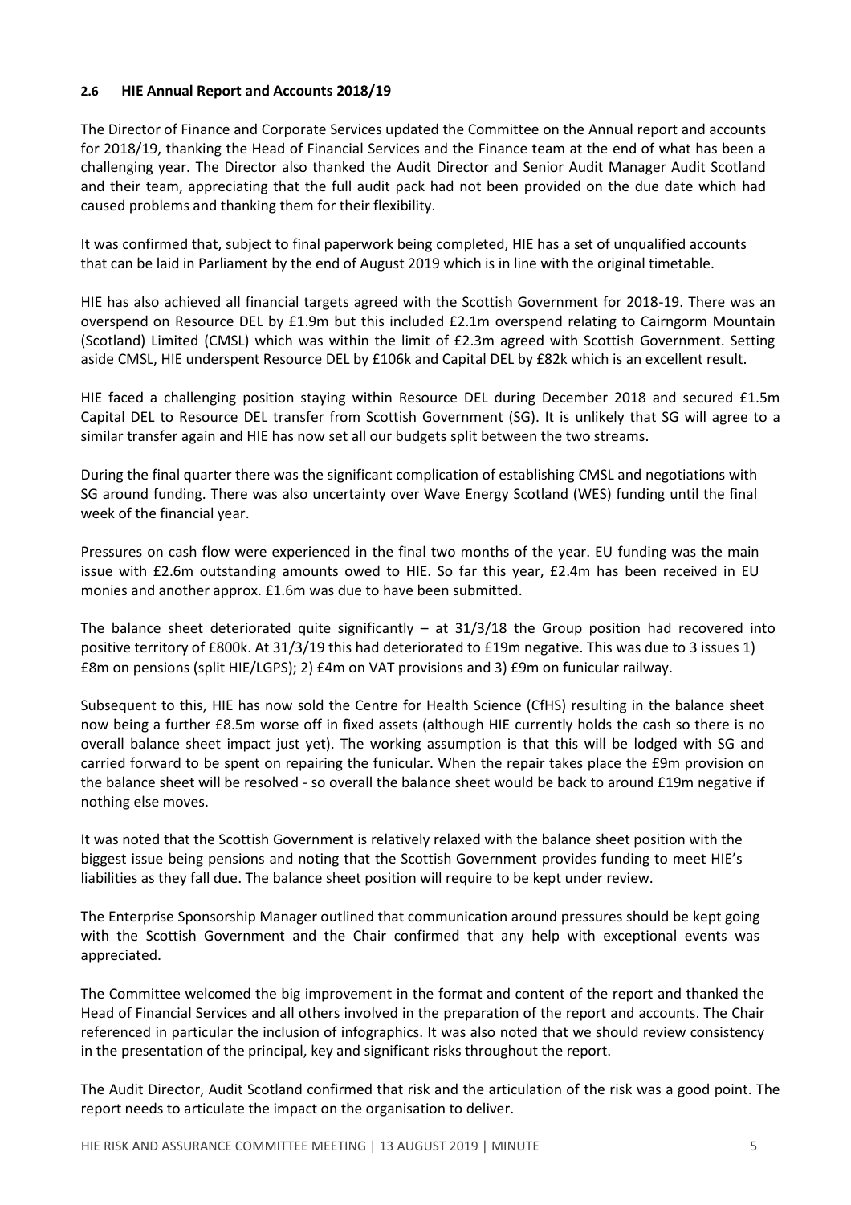### 2.6 HIE Annual Report and Accounts 2018/19

The Director of Finance and Corporate Services updated the Committee on the Annual report and accounts for 2018/19, thanking the Head of Financial Services and the Finance team at the end of what has been a challenging year. The Director also thanked the Audit Director and Senior Audit Manager Audit Scotland and their team, appreciating that the full audit pack had not been provided on the due date which had caused problems and thanking them for their flexibility.

It was confirmed that, subject to final paperwork being completed, HIE has a set of unqualified accounts that can be laid in Parliament by the end of August 2019 which is in line with the original timetable.

HIE has also achieved all financial targets agreed with the Scottish Government for 2018-19. There was an overspend on Resource DEL by £1.9m but this included £2.1m overspend relating to Cairngorm Mountain (Scotland) Limited (CMSL) which was within the limit of £2.3m agreed with Scottish Government. Setting aside CMSL, HIE underspent Resource DEL by £106k and Capital DEL by £82k which is an excellent result.

HIE faced a challenging position staying within Resource DEL during December 2018 and secured £1.5m Capital DEL to Resource DEL transfer from Scottish Government (SG). It is unlikely that SG will agree to a similar transfer again and HIE has now set all our budgets split between the two streams.

During the final quarter there was the significant complication of establishing CMSL and negotiations with SG around funding. There was also uncertainty over Wave Energy Scotland (WES) funding until the final week of the financial year.

Pressures on cash flow were experienced in the final two months of the year. EU funding was the main issue with £2.6m outstanding amounts owed to HIE. So far this year, £2.4m has been received in EU monies and another approx. £1.6m was due to have been submitted.

The balance sheet deteriorated quite significantly – at 31/3/18 the Group position had recovered into positive territory of £800k. At 31/3/19 this had deteriorated to £19m negative. This was due to 3 issues 1) £8m on pensions (split HIE/LGPS); 2) £4m on VAT provisions and 3) £9m on funicular railway.

Subsequent to this, HIE has now sold the Centre for Health Science (CfHS) resulting in the balance sheet now being a further £8.5m worse off in fixed assets (although HIE currently holds the cash so there is no overall balance sheet impact just yet). The working assumption is that this will be lodged with SG and carried forward to be spent on repairing the funicular. When the repair takes place the £9m provision on the balance sheet will be resolved - so overall the balance sheet would be back to around £19m negative if nothing else moves.

It was noted that the Scottish Government is relatively relaxed with the balance sheet position with the biggest issue being pensions and noting that the Scottish Government provides funding to meet HIE's liabilities as they fall due. The balance sheet position will require to be kept under review.

The Enterprise Sponsorship Manager outlined that communication around pressures should be kept going with the Scottish Government and the Chair confirmed that any help with exceptional events was appreciated.

The Committee welcomed the big improvement in the format and content of the report and thanked the Head of Financial Services and all others involved in the preparation of the report and accounts. The Chair referenced in particular the inclusion of infographics. It was also noted that we should review consistency in the presentation of the principal, key and significant risks throughout the report.

The Audit Director, Audit Scotland confirmed that risk and the articulation of the risk was a good point. The report needs to articulate the impact on the organisation to deliver.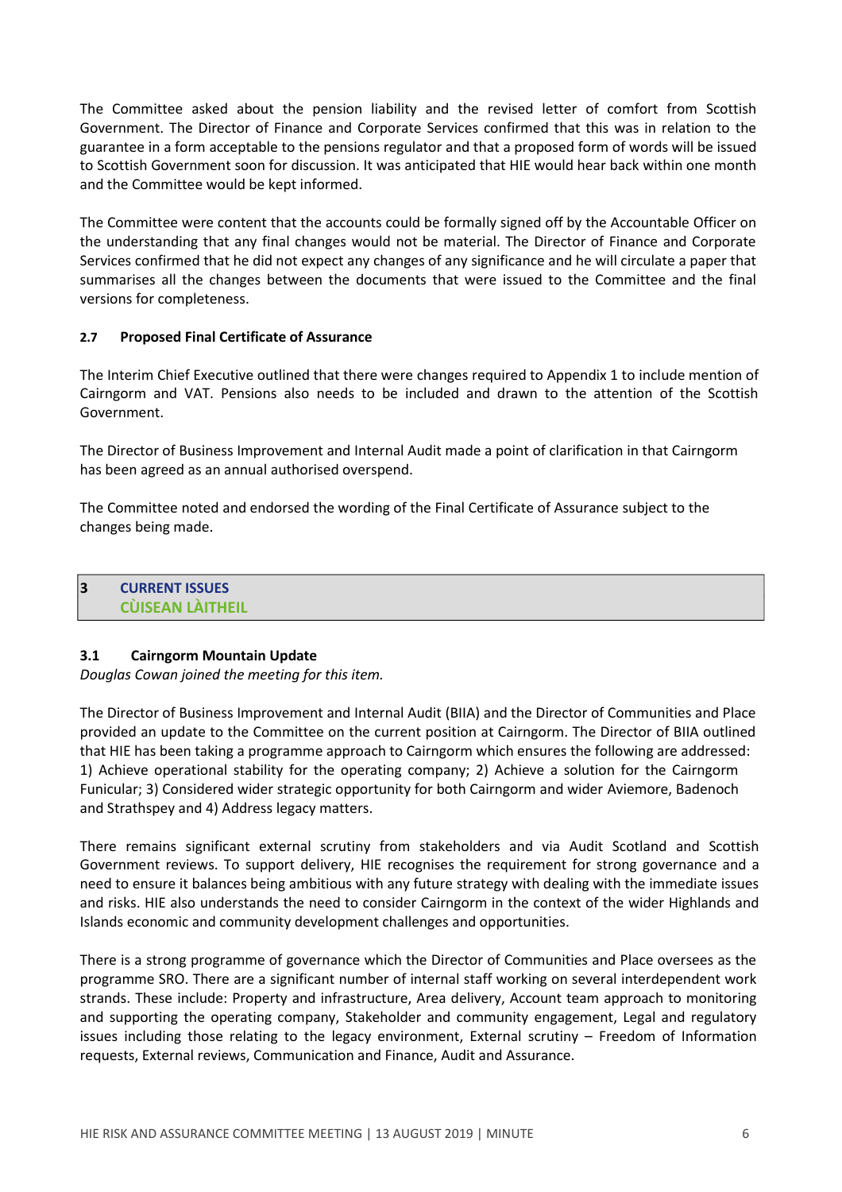The Committee asked about the pension liability and the revised letter of comfort from Scottish Government. The Director of Finance and Corporate Services confirmed that this was in relation to the guarantee in a form acceptable to the pensions regulator and that a proposed form of words will be issued to Scottish Government soon for discussion. It was anticipated that HIE would hear back within one month and the Committee would be kept informed.

The Committee were content that the accounts could be formally signed off by the Accountable Officer on the understanding that any final changes would not be material. The Director of Finance and Corporate Services confirmed that he did not expect any changes of any significance and he will circulate a paper that summarises all the changes between the documents that were issued to the Committee and the final versions for completeness.

### 2.7 Proposed Final Certificate of Assurance

The Interim Chief Executive outlined that there were changes required to Appendix 1 to include mention of Cairngorm and VAT. Pensions also needs to be included and drawn to the attention of the Scottish Government.

The Director of Business Improvement and Internal Audit made a point of clarification in that Cairngorm has been agreed as an annual authorised overspend.

The Committee noted and endorsed the wording of the Final Certificate of Assurance subject to the changes being made.

## 3 CURRENT ISSUES
## CÙISEAN LÀITHEIL

### 3.1 Cairngorm Mountain Update

*Douglas Cowan joined the meeting for this item.*

The Director of Business Improvement and Internal Audit (BIIA) and the Director of Communities and Place provided an update to the Committee on the current position at Cairngorm. The Director of BIIA outlined that HIE has been taking a programme approach to Cairngorm which ensures the following are addressed: 1) Achieve operational stability for the operating company; 2) Achieve a solution for the Cairngorm Funicular; 3) Considered wider strategic opportunity for both Cairngorm and wider Aviemore, Badenoch and Strathspey and 4) Address legacy matters.

There remains significant external scrutiny from stakeholders and via Audit Scotland and Scottish Government reviews. To support delivery, HIE recognises the requirement for strong governance and a need to ensure it balances being ambitious with any future strategy with dealing with the immediate issues and risks. HIE also understands the need to consider Cairngorm in the context of the wider Highlands and Islands economic and community development challenges and opportunities.

There is a strong programme of governance which the Director of Communities and Place oversees as the programme SRO. There are a significant number of internal staff working on several interdependent work strands. These include: Property and infrastructure, Area delivery, Account team approach to monitoring and supporting the operating company, Stakeholder and community engagement, Legal and regulatory issues including those relating to the legacy environment, External scrutiny – Freedom of Information requests, External reviews, Communication and Finance, Audit and Assurance.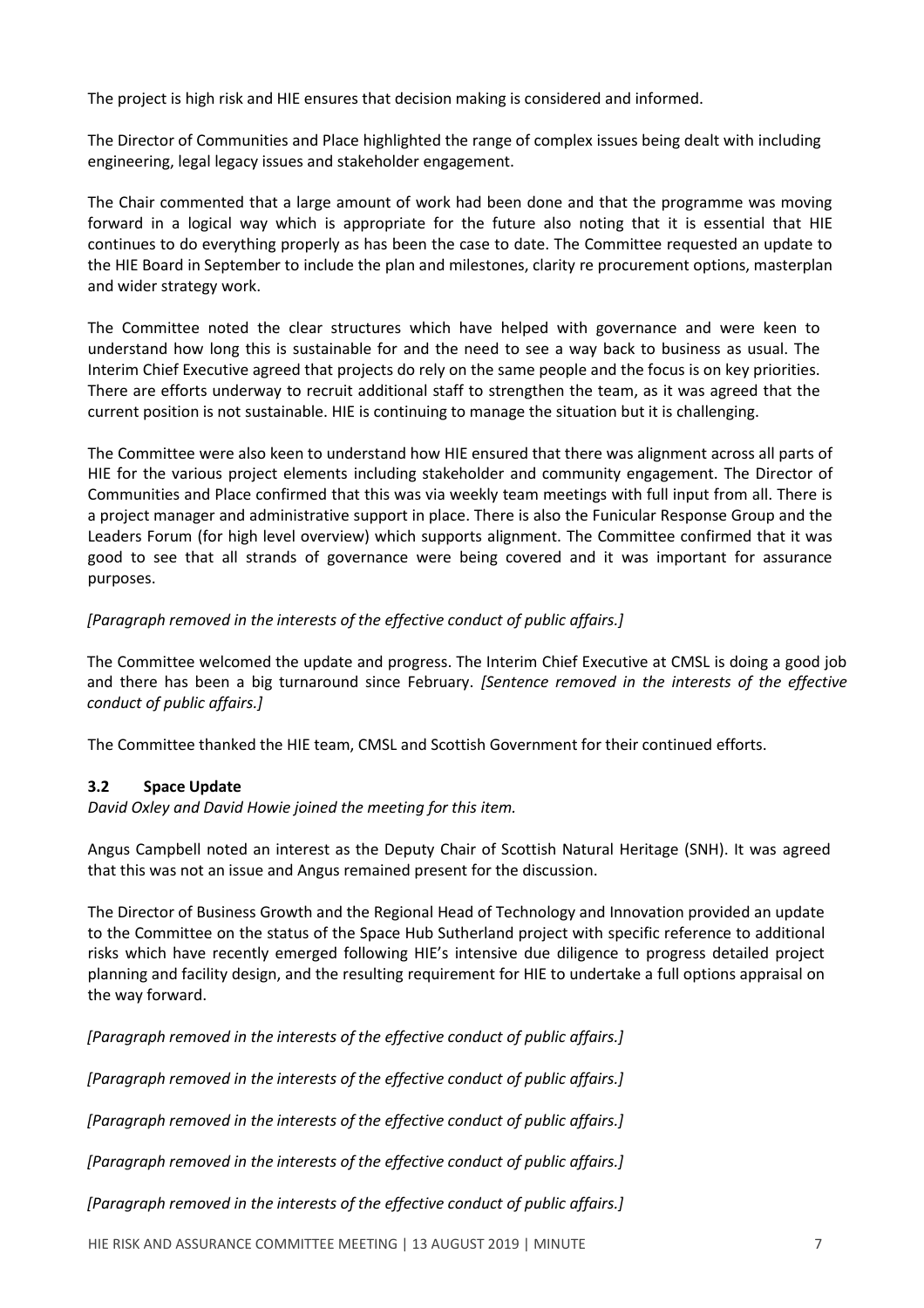The project is high risk and HIE ensures that decision making is considered and informed.

The Director of Communities and Place highlighted the range of complex issues being dealt with including engineering, legal legacy issues and stakeholder engagement.

The Chair commented that a large amount of work had been done and that the programme was moving forward in a logical way which is appropriate for the future also noting that it is essential that HIE continues to do everything properly as has been the case to date. The Committee requested an update to the HIE Board in September to include the plan and milestones, clarity re procurement options, masterplan and wider strategy work.

The Committee noted the clear structures which have helped with governance and were keen to understand how long this is sustainable for and the need to see a way back to business as usual. The Interim Chief Executive agreed that projects do rely on the same people and the focus is on key priorities. There are efforts underway to recruit additional staff to strengthen the team, as it was agreed that the current position is not sustainable. HIE is continuing to manage the situation but it is challenging.

The Committee were also keen to understand how HIE ensured that there was alignment across all parts of HIE for the various project elements including stakeholder and community engagement. The Director of Communities and Place confirmed that this was via weekly team meetings with full input from all. There is a project manager and administrative support in place. There is also the Funicular Response Group and the Leaders Forum (for high level overview) which supports alignment. The Committee confirmed that it was good to see that all strands of governance were being covered and it was important for assurance purposes.

*[Paragraph removed in the interests of the effective conduct of public affairs.]*

The Committee welcomed the update and progress. The Interim Chief Executive at CMSL is doing a good job and there has been a big turnaround since February. *[Sentence removed in the interests of the effective conduct of public affairs.]*

The Committee thanked the HIE team, CMSL and Scottish Government for their continued efforts.

### 3.2 Space Update

*David Oxley and David Howie joined the meeting for this item.*

Angus Campbell noted an interest as the Deputy Chair of Scottish Natural Heritage (SNH). It was agreed that this was not an issue and Angus remained present for the discussion.

The Director of Business Growth and the Regional Head of Technology and Innovation provided an update to the Committee on the status of the Space Hub Sutherland project with specific reference to additional risks which have recently emerged following HIE's intensive due diligence to progress detailed project planning and facility design, and the resulting requirement for HIE to undertake a full options appraisal on the way forward.

*[Paragraph removed in the interests of the effective conduct of public affairs.]*

*[Paragraph removed in the interests of the effective conduct of public affairs.]*

*[Paragraph removed in the interests of the effective conduct of public affairs.]*

*[Paragraph removed in the interests of the effective conduct of public affairs.]*

*[Paragraph removed in the interests of the effective conduct of public affairs.]*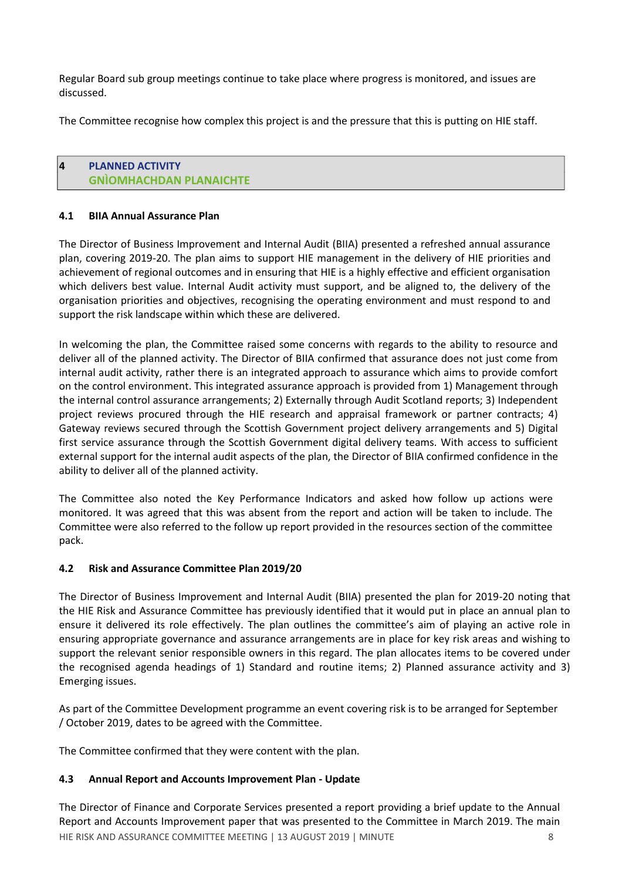Regular Board sub group meetings continue to take place where progress is monitored, and issues are discussed.

The Committee recognise how complex this project is and the pressure that this is putting on HIE staff.

## 4 PLANNED ACTIVITY
## GNÌOMHACHDAN PLANAICHTE

### 4.1 BIIA Annual Assurance Plan

The Director of Business Improvement and Internal Audit (BIIA) presented a refreshed annual assurance plan, covering 2019-20. The plan aims to support HIE management in the delivery of HIE priorities and achievement of regional outcomes and in ensuring that HIE is a highly effective and efficient organisation which delivers best value. Internal Audit activity must support, and be aligned to, the delivery of the organisation priorities and objectives, recognising the operating environment and must respond to and support the risk landscape within which these are delivered.

In welcoming the plan, the Committee raised some concerns with regards to the ability to resource and deliver all of the planned activity. The Director of BIIA confirmed that assurance does not just come from internal audit activity, rather there is an integrated approach to assurance which aims to provide comfort on the control environment. This integrated assurance approach is provided from 1) Management through the internal control assurance arrangements; 2) Externally through Audit Scotland reports; 3) Independent project reviews procured through the HIE research and appraisal framework or partner contracts; 4) Gateway reviews secured through the Scottish Government project delivery arrangements and 5) Digital first service assurance through the Scottish Government digital delivery teams. With access to sufficient external support for the internal audit aspects of the plan, the Director of BIIA confirmed confidence in the ability to deliver all of the planned activity.

The Committee also noted the Key Performance Indicators and asked how follow up actions were monitored. It was agreed that this was absent from the report and action will be taken to include. The Committee were also referred to the follow up report provided in the resources section of the committee pack.

### 4.2 Risk and Assurance Committee Plan 2019/20

The Director of Business Improvement and Internal Audit (BIIA) presented the plan for 2019-20 noting that the HIE Risk and Assurance Committee has previously identified that it would put in place an annual plan to ensure it delivered its role effectively. The plan outlines the committee's aim of playing an active role in ensuring appropriate governance and assurance arrangements are in place for key risk areas and wishing to support the relevant senior responsible owners in this regard. The plan allocates items to be covered under the recognised agenda headings of 1) Standard and routine items; 2) Planned assurance activity and 3) Emerging issues.

As part of the Committee Development programme an event covering risk is to be arranged for September / October 2019, dates to be agreed with the Committee.

The Committee confirmed that they were content with the plan.

### 4.3 Annual Report and Accounts Improvement Plan - Update

The Director of Finance and Corporate Services presented a report providing a brief update to the Annual Report and Accounts Improvement paper that was presented to the Committee in March 2019. The main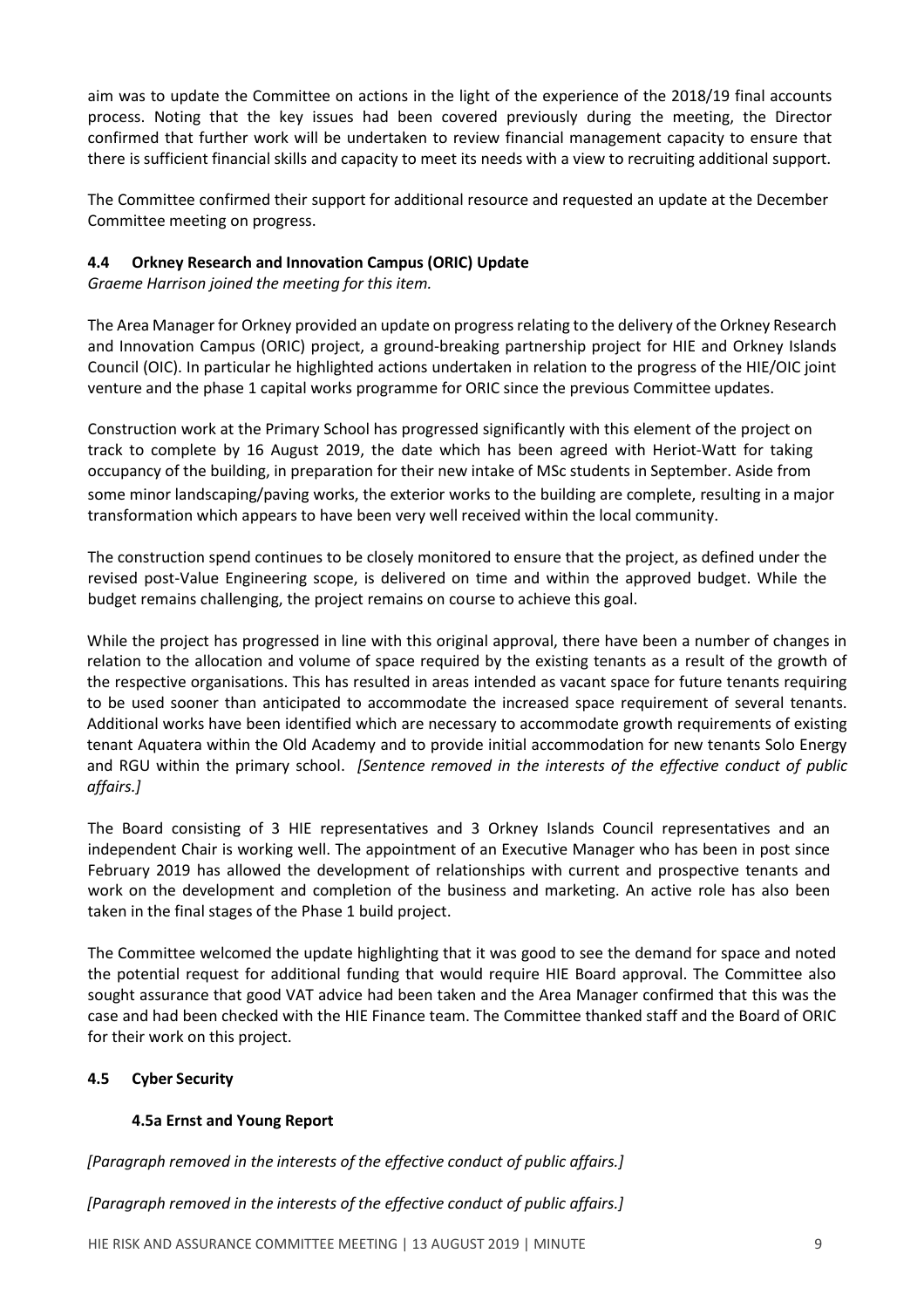aim was to update the Committee on actions in the light of the experience of the 2018/19 final accounts process. Noting that the key issues had been covered previously during the meeting, the Director confirmed that further work will be undertaken to review financial management capacity to ensure that there is sufficient financial skills and capacity to meet its needs with a view to recruiting additional support.

The Committee confirmed their support for additional resource and requested an update at the December Committee meeting on progress.

### 4.4 Orkney Research and Innovation Campus (ORIC) Update

*Graeme Harrison joined the meeting for this item.*

The Area Manager for Orkney provided an update on progress relating to the delivery of the Orkney Research and Innovation Campus (ORIC) project, a ground-breaking partnership project for HIE and Orkney Islands Council (OIC). In particular he highlighted actions undertaken in relation to the progress of the HIE/OIC joint venture and the phase 1 capital works programme for ORIC since the previous Committee updates.

Construction work at the Primary School has progressed significantly with this element of the project on track to complete by 16 August 2019, the date which has been agreed with Heriot-Watt for taking occupancy of the building, in preparation for their new intake of MSc students in September. Aside from some minor landscaping/paving works, the exterior works to the building are complete, resulting in a major transformation which appears to have been very well received within the local community.

The construction spend continues to be closely monitored to ensure that the project, as defined under the revised post-Value Engineering scope, is delivered on time and within the approved budget. While the budget remains challenging, the project remains on course to achieve this goal.

While the project has progressed in line with this original approval, there have been a number of changes in relation to the allocation and volume of space required by the existing tenants as a result of the growth of the respective organisations. This has resulted in areas intended as vacant space for future tenants requiring to be used sooner than anticipated to accommodate the increased space requirement of several tenants. Additional works have been identified which are necessary to accommodate growth requirements of existing tenant Aquatera within the Old Academy and to provide initial accommodation for new tenants Solo Energy and RGU within the primary school. *[Sentence removed in the interests of the effective conduct of public affairs.]*

The Board consisting of 3 HIE representatives and 3 Orkney Islands Council representatives and an independent Chair is working well. The appointment of an Executive Manager who has been in post since February 2019 has allowed the development of relationships with current and prospective tenants and work on the development and completion of the business and marketing. An active role has also been taken in the final stages of the Phase 1 build project.

The Committee welcomed the update highlighting that it was good to see the demand for space and noted the potential request for additional funding that would require HIE Board approval. The Committee also sought assurance that good VAT advice had been taken and the Area Manager confirmed that this was the case and had been checked with the HIE Finance team. The Committee thanked staff and the Board of ORIC for their work on this project.

### 4.5 Cyber Security

#### 4.5a Ernst and Young Report

*[Paragraph removed in the interests of the effective conduct of public affairs.]*

*[Paragraph removed in the interests of the effective conduct of public affairs.]*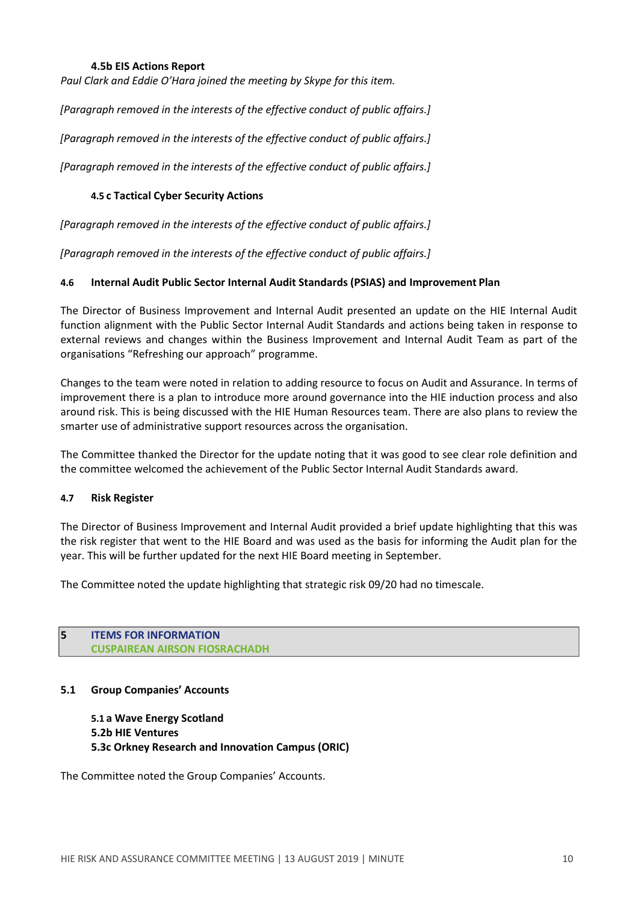#### 4.5b EIS Actions Report

*Paul Clark and Eddie O'Hara joined the meeting by Skype for this item.*

*[Paragraph removed in the interests of the effective conduct of public affairs.]*

*[Paragraph removed in the interests of the effective conduct of public affairs.]*

*[Paragraph removed in the interests of the effective conduct of public affairs.]*

#### 4.5 c Tactical Cyber Security Actions

*[Paragraph removed in the interests of the effective conduct of public affairs.]*

*[Paragraph removed in the interests of the effective conduct of public affairs.]*

### 4.6 Internal Audit Public Sector Internal Audit Standards (PSIAS) and Improvement Plan

The Director of Business Improvement and Internal Audit presented an update on the HIE Internal Audit function alignment with the Public Sector Internal Audit Standards and actions being taken in response to external reviews and changes within the Business Improvement and Internal Audit Team as part of the organisations "Refreshing our approach" programme.

Changes to the team were noted in relation to adding resource to focus on Audit and Assurance. In terms of improvement there is a plan to introduce more around governance into the HIE induction process and also around risk. This is being discussed with the HIE Human Resources team. There are also plans to review the smarter use of administrative support resources across the organisation.

The Committee thanked the Director for the update noting that it was good to see clear role definition and the committee welcomed the achievement of the Public Sector Internal Audit Standards award.

### 4.7 Risk Register

The Director of Business Improvement and Internal Audit provided a brief update highlighting that this was the risk register that went to the HIE Board and was used as the basis for informing the Audit plan for the year. This will be further updated for the next HIE Board meeting in September.

The Committee noted the update highlighting that strategic risk 09/20 had no timescale.

## 5 ITEMS FOR INFORMATION
## CUSPAIREAN AIRSON FIOSRACHADH

### 5.1 Group Companies' Accounts

**5.1 a Wave Energy Scotland**
**5.2b HIE Ventures**
**5.3c Orkney Research and Innovation Campus (ORIC)**

The Committee noted the Group Companies' Accounts.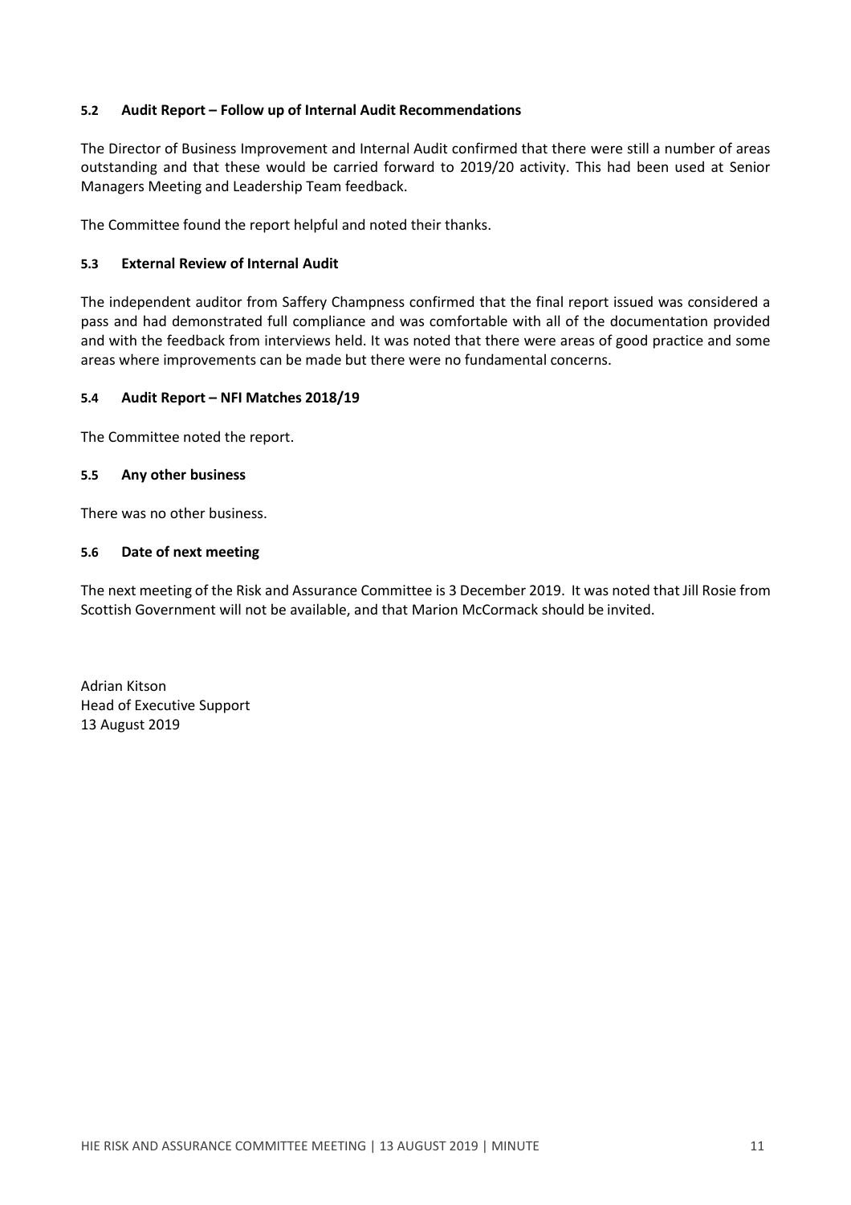### 5.2 Audit Report – Follow up of Internal Audit Recommendations

The Director of Business Improvement and Internal Audit confirmed that there were still a number of areas outstanding and that these would be carried forward to 2019/20 activity. This had been used at Senior Managers Meeting and Leadership Team feedback.

The Committee found the report helpful and noted their thanks.

### 5.3 External Review of Internal Audit

The independent auditor from Saffery Champness confirmed that the final report issued was considered a pass and had demonstrated full compliance and was comfortable with all of the documentation provided and with the feedback from interviews held. It was noted that there were areas of good practice and some areas where improvements can be made but there were no fundamental concerns.

### 5.4 Audit Report – NFI Matches 2018/19

The Committee noted the report.

### 5.5 Any other business

There was no other business.

### 5.6 Date of next meeting

The next meeting of the Risk and Assurance Committee is 3 December 2019. It was noted that Jill Rosie from Scottish Government will not be available, and that Marion McCormack should be invited.

Adrian Kitson
Head of Executive Support
13 August 2019